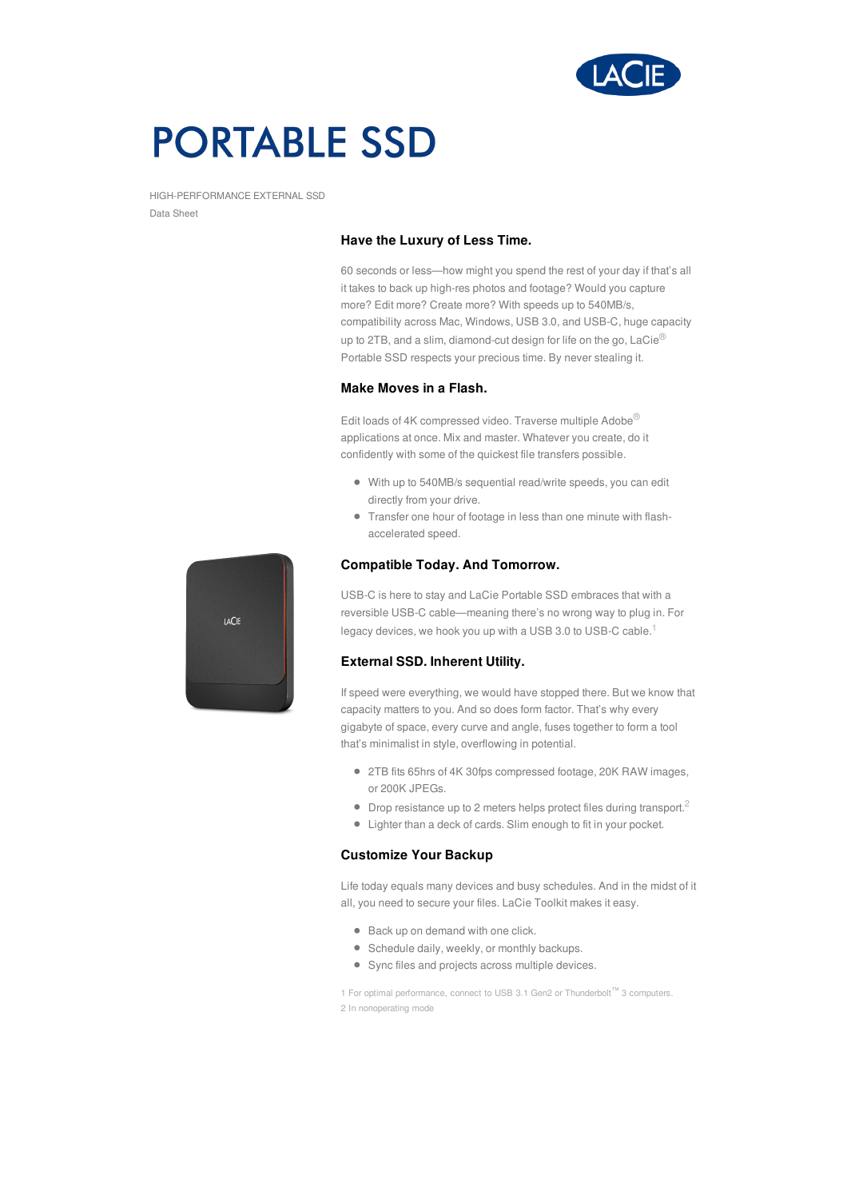# PORTABLE SSD

HIGH-PERFORMANCE EXTERNAL SSD

Data Sheet

### Have the Luxury of Less Time.

60 seconds or less—how might you spend the rest of your day if that's all it takes to back up high-res photos and footage? Would you capture more? Edit more? Create more? With speeds up to 540MB/s, compatibility across Mac, Windows, USB 3.0, and USB-C, huge capacity up to 2TB, and a slim, diamond-cut design for life on the go, LaCie® Portable SSD respects your precious time. By never stealing it.

### Make Moves in a Flash.

Edit loads of 4K compressed video. Traverse multiple Adobe® applications at once. Mix and master. Whatever you create, do it confidently with some of the quickest file transfers possible.

- With up to 540MB/s sequential read/write speeds, you can edit directly from your drive.
- Transfer one hour of footage in less than one minute with flash-accelerated speed.

### Compatible Today. And Tomorrow.

USB-C is here to stay and LaCie Portable SSD embraces that with a reversible USB-C cable—meaning there's no wrong way to plug in. For legacy devices, we hook you up with a USB 3.0 to USB-C cable.[1]

### External SSD. Inherent Utility.

If speed were everything, we would have stopped there. But we know that capacity matters to you. And so does form factor. That's why every gigabyte of space, every curve and angle, fuses together to form a tool that's minimalist in style, overflowing in potential.

- 2TB fits 65hrs of 4K 30fps compressed footage, 20K RAW images, or 200K JPEGs.
- Drop resistance up to 2 meters helps protect files during transport.[2]
- Lighter than a deck of cards. Slim enough to fit in your pocket.

### Customize Your Backup

Life today equals many devices and busy schedules. And in the midst of it all, you need to secure your files. LaCie Toolkit makes it easy.

- Back up on demand with one click.
- Schedule daily, weekly, or monthly backups.
- Sync files and projects across multiple devices.

1 For optimal performance, connect to USB 3.1 Gen2 or Thunderbolt™ 3 computers.

2 In nonoperating mode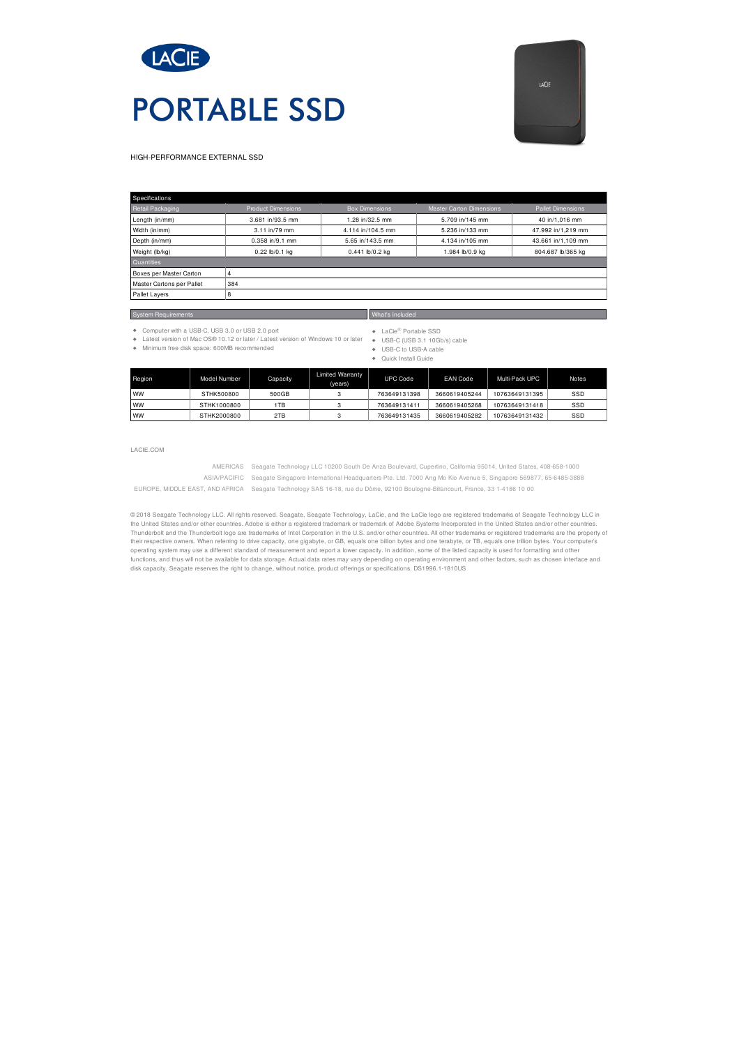# PORTABLE SSD

HIGH-PERFORMANCE EXTERNAL SSD

| Specifications | | | | |
|---|---|---|---|---|
| Retail Packaging | Product Dimensions | Box Dimensions | Master Carton Dimensions | Pallet Dimensions |
| Length (in/mm) | 3.681 in/93.5 mm | 1.28 in/32.5 mm | 5.709 in/145 mm | 40 in/1,016 mm |
| Width (in/mm) | 3.11 in/79 mm | 4.114 in/104.5 mm | 5.236 in/133 mm | 47.992 in/1,219 mm |
| Depth (in/mm) | 0.358 in/9.1 mm | 5.65 in/143.5 mm | 4.134 in/105 mm | 43.661 in/1,109 mm |
| Weight (lb/kg) | 0.22 lb/0.1 kg | 0.441 lb/0.2 kg | 1.984 lb/0.9 kg | 804.687 lb/365 kg |
| Quantities | | | | |
| Boxes per Master Carton | 4 | | | |
| Master Cartons per Pallet | 384 | | | |
| Pallet Layers | 8 | | | |

**System Requirements**

- Computer with a USB-C, USB 3.0 or USB 2.0 port
- Latest version of Mac OS® 10.12 or later / Latest version of Windows 10 or later
- Minimum free disk space: 600MB recommended

**What's Included**

- LaCie® Portable SSD
- USB-C (USB 3.1 10Gb/s) cable
- USB-C to USB-A cable
- Quick Install Guide

| Region | Model Number | Capacity | Limited Warranty (years) | UPC Code | EAN Code | Multi-Pack UPC | Notes |
|---|---|---|---|---|---|---|---|
| WW | STHK500800 | 500GB | 3 | 763649131398 | 3660619405244 | 10763649131395 | SSD |
| WW | STHK1000800 | 1TB | 3 | 763649131411 | 3660619405268 | 10763649131418 | SSD |
| WW | STHK2000800 | 2TB | 3 | 763649131435 | 3660619405282 | 10763649131432 | SSD |

LACIE.COM

AMERICAS Seagate Technology LLC 10200 South De Anza Boulevard, Cupertino, California 95014, United States, 408-658-1000

ASIA/PACIFIC Seagate Singapore International Headquarters Pte. Ltd. 7000 Ang Mo Kio Avenue 5, Singapore 569877, 65-6485-3888

EUROPE, MIDDLE EAST, AND AFRICA Seagate Technology SAS 16-18, rue du Dôme, 92100 Boulogne-Billancourt, France, 33 1-4186 10 00

© 2018 Seagate Technology LLC. All rights reserved. Seagate, Seagate Technology, LaCie, and the LaCie logo are registered trademarks of Seagate Technology LLC in the United States and/or other countries. Adobe is either a registered trademark or trademark of Adobe Systems Incorporated in the United States and/or other countries. Thunderbolt and the Thunderbolt logo are trademarks of Intel Corporation in the U.S. and/or other countries. All other trademarks or registered trademarks are the property of their respective owners. When referring to drive capacity, one gigabyte, or GB, equals one billion bytes and one terabyte, or TB, equals one trillion bytes. Your computer's operating system may use a different standard of measurement and report a lower capacity. In addition, some of the listed capacity is used for formatting and other functions, and thus will not be available for data storage. Actual data rates may vary depending on operating environment and other factors, such as chosen interface and disk capacity. Seagate reserves the right to change, without notice, product offerings or specifications. DS1996.1-1810US